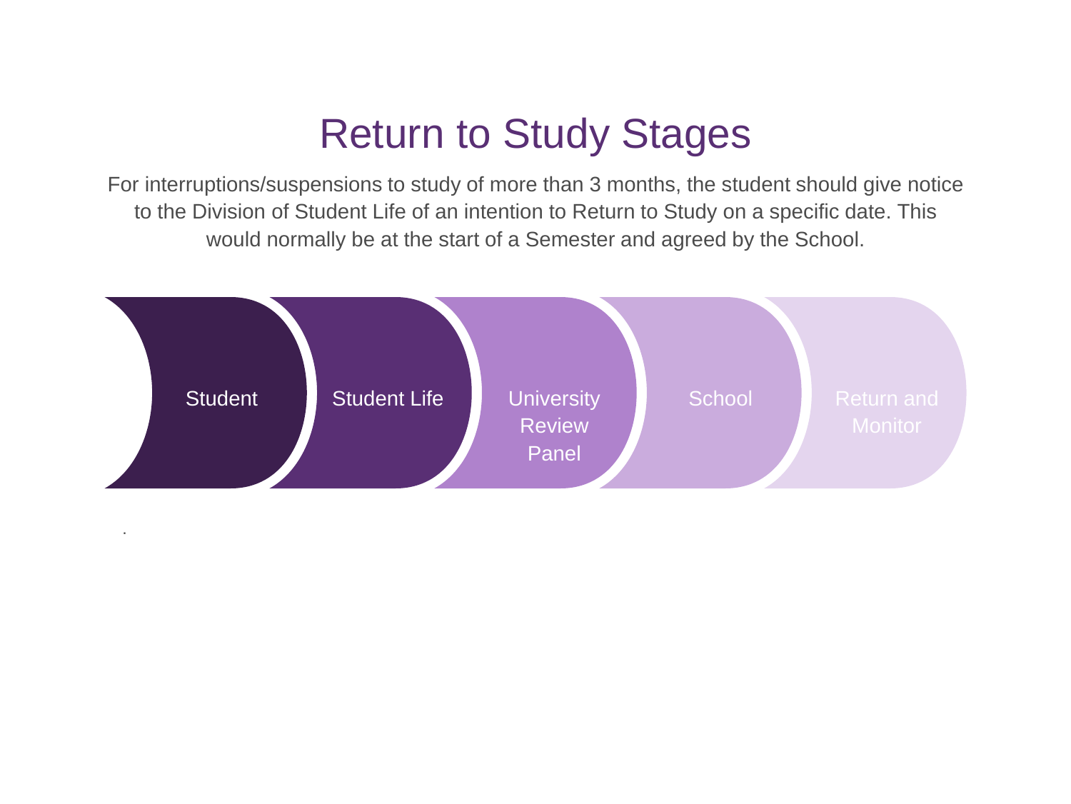# Return to Study Stages

For interruptions/suspensions to study of more than 3 months, the student should give notice to the Division of Student Life of an intention to Return to Study on a specific date. This would normally be at the start of a Semester and agreed by the School.

Student → Student Life → University Review Panel → School → Return and Monitor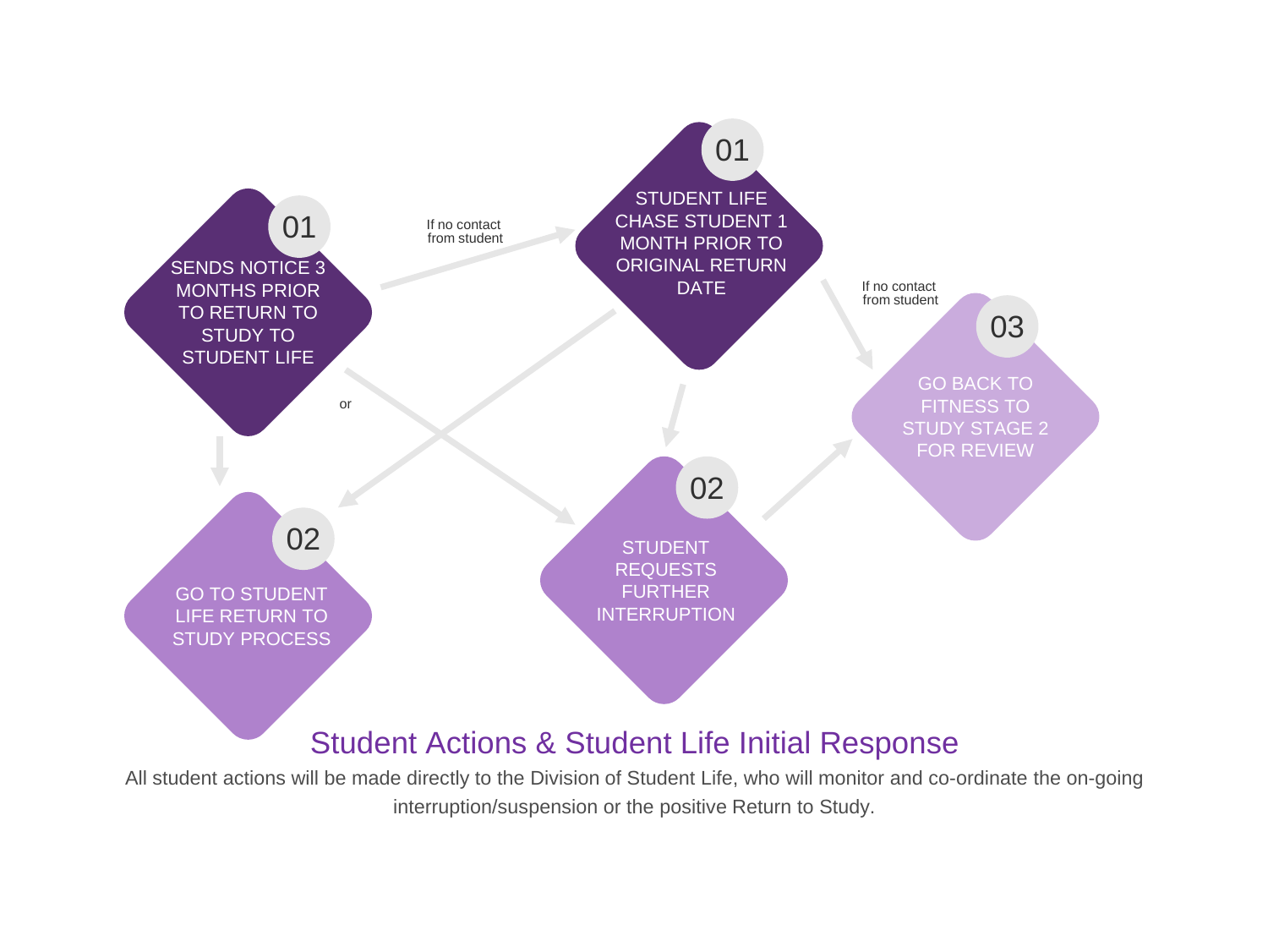01
SENDS NOTICE 3 MONTHS PRIOR TO RETURN TO STUDY TO STUDENT LIFE

If no contact from student

01
STUDENT LIFE CHASE STUDENT 1 MONTH PRIOR TO ORIGINAL RETURN DATE

If no contact from student

03
GO BACK TO FITNESS TO STUDY STAGE 2 FOR REVIEW

or

02
GO TO STUDENT LIFE RETURN TO STUDY PROCESS

02
STUDENT REQUESTS FURTHER INTERRUPTION

## Student Actions & Student Life Initial Response

All student actions will be made directly to the Division of Student Life, who will monitor and co-ordinate the on-going interruption/suspension or the positive Return to Study.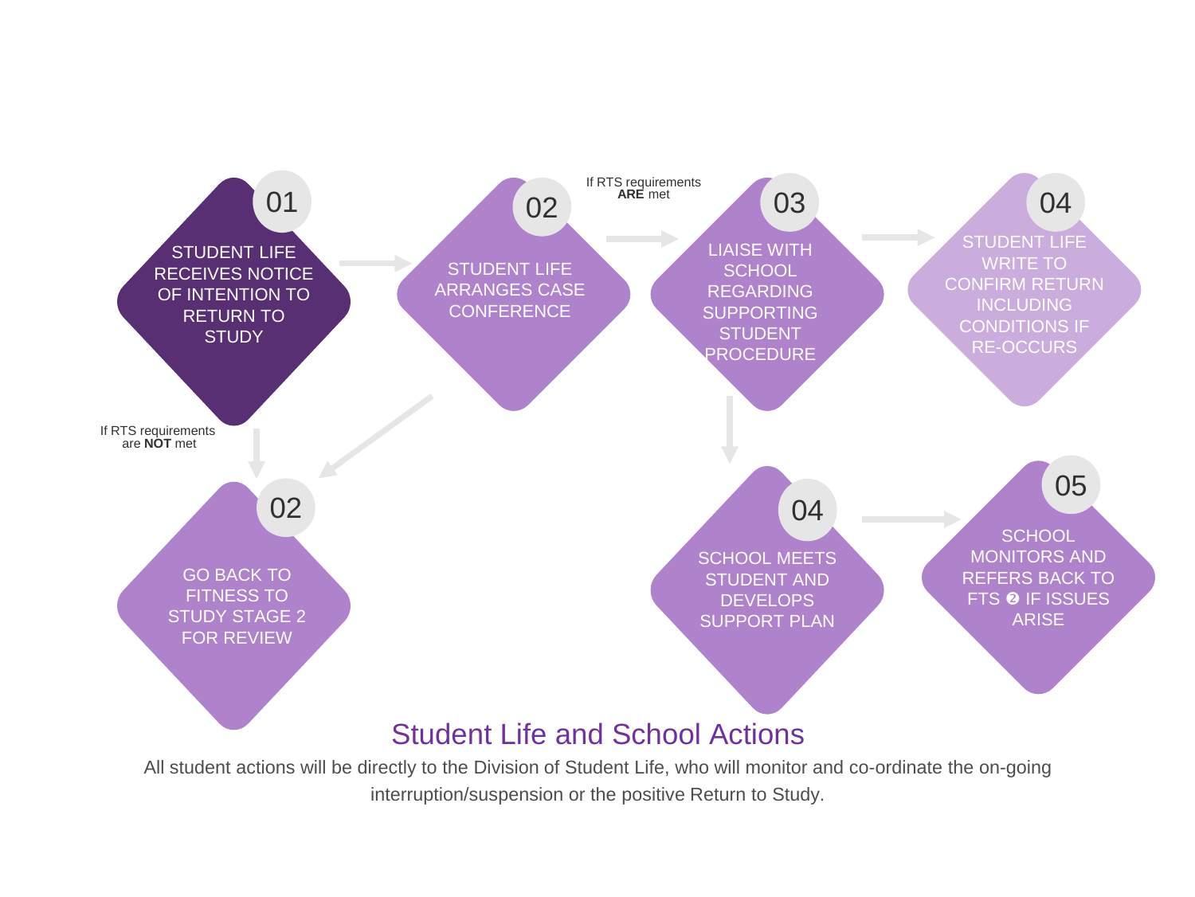01

STUDENT LIFE RECEIVES NOTICE OF INTENTION TO RETURN TO STUDY

02

STUDENT LIFE ARRANGES CASE CONFERENCE

If RTS requirements **ARE** met

03

LIAISE WITH SCHOOL REGARDING SUPPORTING STUDENT PROCEDURE

04

STUDENT LIFE WRITE TO CONFIRM RETURN INCLUDING CONDITIONS IF RE-OCCURS

If RTS requirements are **NOT** met

02

GO BACK TO FITNESS TO STUDY STAGE 2 FOR REVIEW

04

SCHOOL MEETS STUDENT AND DEVELOPS SUPPORT PLAN

05

SCHOOL MONITORS AND REFERS BACK TO FTS ❷ IF ISSUES ARISE

## Student Life and School Actions

All student actions will be directly to the Division of Student Life, who will monitor and co-ordinate the on-going interruption/suspension or the positive Return to Study.